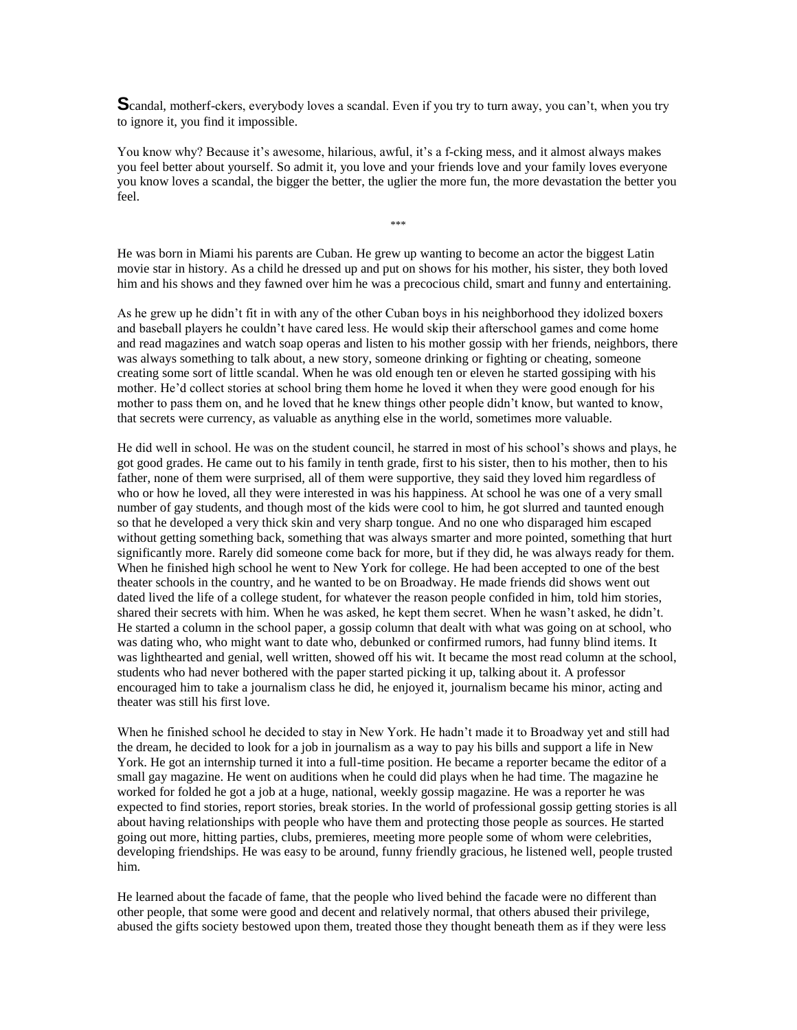**S**candal, motherf-ckers, everybody loves a scandal. Even if you try to turn away, you can't, when you try to ignore it, you find it impossible.

You know why? Because it's awesome, hilarious, awful, it's a f-cking mess, and it almost always makes you feel better about yourself. So admit it, you love and your friends love and your family loves everyone you know loves a scandal, the bigger the better, the uglier the more fun, the more devastation the better you feel.

***

He was born in Miami his parents are Cuban. He grew up wanting to become an actor the biggest Latin movie star in history. As a child he dressed up and put on shows for his mother, his sister, they both loved him and his shows and they fawned over him he was a precocious child, smart and funny and entertaining.

As he grew up he didn't fit in with any of the other Cuban boys in his neighborhood they idolized boxers and baseball players he couldn't have cared less. He would skip their afterschool games and come home and read magazines and watch soap operas and listen to his mother gossip with her friends, neighbors, there was always something to talk about, a new story, someone drinking or fighting or cheating, someone creating some sort of little scandal. When he was old enough ten or eleven he started gossiping with his mother. He'd collect stories at school bring them home he loved it when they were good enough for his mother to pass them on, and he loved that he knew things other people didn't know, but wanted to know, that secrets were currency, as valuable as anything else in the world, sometimes more valuable.

He did well in school. He was on the student council, he starred in most of his school's shows and plays, he got good grades. He came out to his family in tenth grade, first to his sister, then to his mother, then to his father, none of them were surprised, all of them were supportive, they said they loved him regardless of who or how he loved, all they were interested in was his happiness. At school he was one of a very small number of gay students, and though most of the kids were cool to him, he got slurred and taunted enough so that he developed a very thick skin and very sharp tongue. And no one who disparaged him escaped without getting something back, something that was always smarter and more pointed, something that hurt significantly more. Rarely did someone come back for more, but if they did, he was always ready for them. When he finished high school he went to New York for college. He had been accepted to one of the best theater schools in the country, and he wanted to be on Broadway. He made friends did shows went out dated lived the life of a college student, for whatever the reason people confided in him, told him stories, shared their secrets with him. When he was asked, he kept them secret. When he wasn't asked, he didn't. He started a column in the school paper, a gossip column that dealt with what was going on at school, who was dating who, who might want to date who, debunked or confirmed rumors, had funny blind items. It was lighthearted and genial, well written, showed off his wit. It became the most read column at the school, students who had never bothered with the paper started picking it up, talking about it. A professor encouraged him to take a journalism class he did, he enjoyed it, journalism became his minor, acting and theater was still his first love.

When he finished school he decided to stay in New York. He hadn't made it to Broadway yet and still had the dream, he decided to look for a job in journalism as a way to pay his bills and support a life in New York. He got an internship turned it into a full-time position. He became a reporter became the editor of a small gay magazine. He went on auditions when he could did plays when he had time. The magazine he worked for folded he got a job at a huge, national, weekly gossip magazine. He was a reporter he was expected to find stories, report stories, break stories. In the world of professional gossip getting stories is all about having relationships with people who have them and protecting those people as sources. He started going out more, hitting parties, clubs, premieres, meeting more people some of whom were celebrities, developing friendships. He was easy to be around, funny friendly gracious, he listened well, people trusted him.

He learned about the facade of fame, that the people who lived behind the facade were no different than other people, that some were good and decent and relatively normal, that others abused their privilege, abused the gifts society bestowed upon them, treated those they thought beneath them as if they were less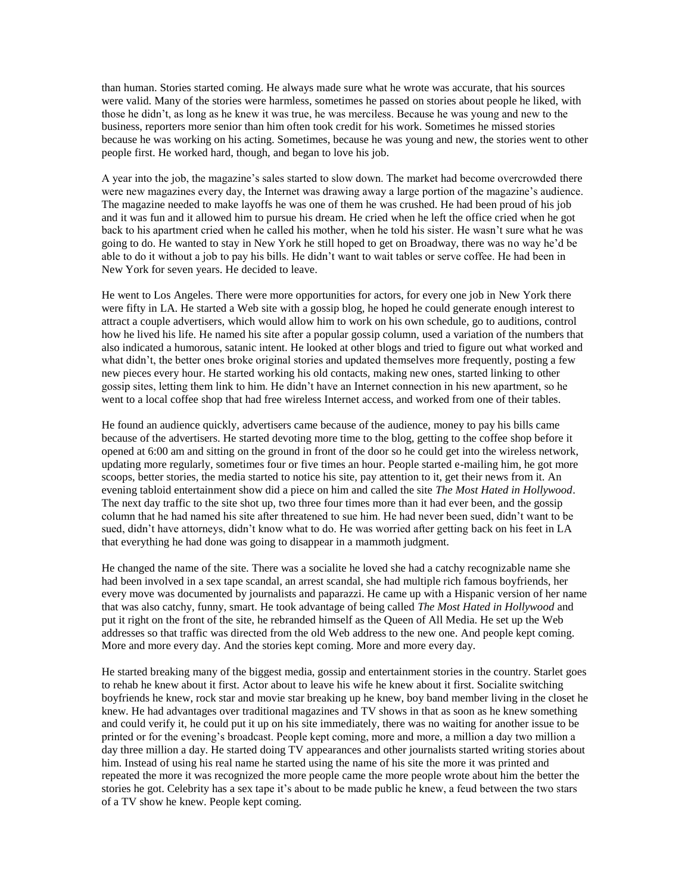than human. Stories started coming. He always made sure what he wrote was accurate, that his sources were valid. Many of the stories were harmless, sometimes he passed on stories about people he liked, with those he didn't, as long as he knew it was true, he was merciless. Because he was young and new to the business, reporters more senior than him often took credit for his work. Sometimes he missed stories because he was working on his acting. Sometimes, because he was young and new, the stories went to other people first. He worked hard, though, and began to love his job.

A year into the job, the magazine's sales started to slow down. The market had become overcrowded there were new magazines every day, the Internet was drawing away a large portion of the magazine's audience. The magazine needed to make layoffs he was one of them he was crushed. He had been proud of his job and it was fun and it allowed him to pursue his dream. He cried when he left the office cried when he got back to his apartment cried when he called his mother, when he told his sister. He wasn't sure what he was going to do. He wanted to stay in New York he still hoped to get on Broadway, there was no way he'd be able to do it without a job to pay his bills. He didn't want to wait tables or serve coffee. He had been in New York for seven years. He decided to leave.

He went to Los Angeles. There were more opportunities for actors, for every one job in New York there were fifty in LA. He started a Web site with a gossip blog, he hoped he could generate enough interest to attract a couple advertisers, which would allow him to work on his own schedule, go to auditions, control how he lived his life. He named his site after a popular gossip column, used a variation of the numbers that also indicated a humorous, satanic intent. He looked at other blogs and tried to figure out what worked and what didn't, the better ones broke original stories and updated themselves more frequently, posting a few new pieces every hour. He started working his old contacts, making new ones, started linking to other gossip sites, letting them link to him. He didn't have an Internet connection in his new apartment, so he went to a local coffee shop that had free wireless Internet access, and worked from one of their tables.

He found an audience quickly, advertisers came because of the audience, money to pay his bills came because of the advertisers. He started devoting more time to the blog, getting to the coffee shop before it opened at 6:00 am and sitting on the ground in front of the door so he could get into the wireless network, updating more regularly, sometimes four or five times an hour. People started e-mailing him, he got more scoops, better stories, the media started to notice his site, pay attention to it, get their news from it. An evening tabloid entertainment show did a piece on him and called the site *The Most Hated in Hollywood*. The next day traffic to the site shot up, two three four times more than it had ever been, and the gossip column that he had named his site after threatened to sue him. He had never been sued, didn't want to be sued, didn't have attorneys, didn't know what to do. He was worried after getting back on his feet in LA that everything he had done was going to disappear in a mammoth judgment.

He changed the name of the site. There was a socialite he loved she had a catchy recognizable name she had been involved in a sex tape scandal, an arrest scandal, she had multiple rich famous boyfriends, her every move was documented by journalists and paparazzi. He came up with a Hispanic version of her name that was also catchy, funny, smart. He took advantage of being called *The Most Hated in Hollywood* and put it right on the front of the site, he rebranded himself as the Queen of All Media. He set up the Web addresses so that traffic was directed from the old Web address to the new one. And people kept coming. More and more every day. And the stories kept coming. More and more every day.

He started breaking many of the biggest media, gossip and entertainment stories in the country. Starlet goes to rehab he knew about it first. Actor about to leave his wife he knew about it first. Socialite switching boyfriends he knew, rock star and movie star breaking up he knew, boy band member living in the closet he knew. He had advantages over traditional magazines and TV shows in that as soon as he knew something and could verify it, he could put it up on his site immediately, there was no waiting for another issue to be printed or for the evening's broadcast. People kept coming, more and more, a million a day two million a day three million a day. He started doing TV appearances and other journalists started writing stories about him. Instead of using his real name he started using the name of his site the more it was printed and repeated the more it was recognized the more people came the more people wrote about him the better the stories he got. Celebrity has a sex tape it's about to be made public he knew, a feud between the two stars of a TV show he knew. People kept coming.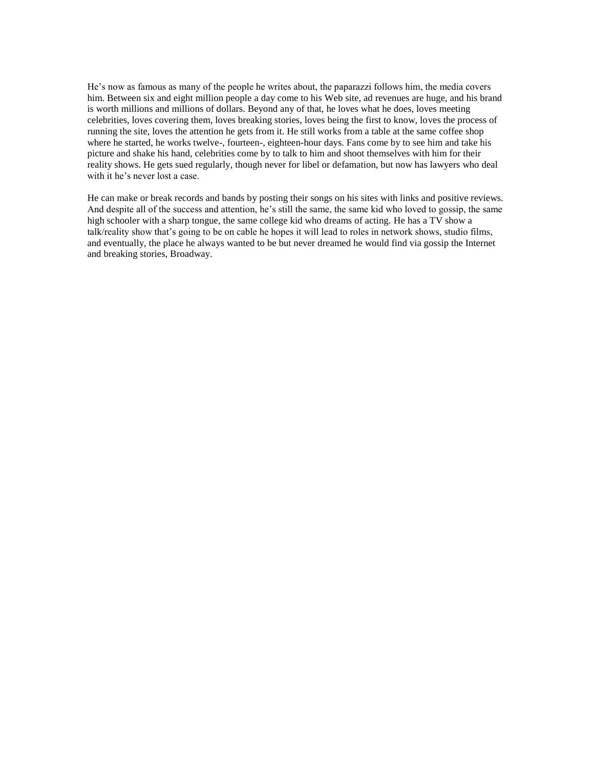He's now as famous as many of the people he writes about, the paparazzi follows him, the media covers him. Between six and eight million people a day come to his Web site, ad revenues are huge, and his brand is worth millions and millions of dollars. Beyond any of that, he loves what he does, loves meeting celebrities, loves covering them, loves breaking stories, loves being the first to know, loves the process of running the site, loves the attention he gets from it. He still works from a table at the same coffee shop where he started, he works twelve-, fourteen-, eighteen-hour days. Fans come by to see him and take his picture and shake his hand, celebrities come by to talk to him and shoot themselves with him for their reality shows. He gets sued regularly, though never for libel or defamation, but now has lawyers who deal with it he's never lost a case.

He can make or break records and bands by posting their songs on his sites with links and positive reviews. And despite all of the success and attention, he's still the same, the same kid who loved to gossip, the same high schooler with a sharp tongue, the same college kid who dreams of acting. He has a TV show a talk/reality show that's going to be on cable he hopes it will lead to roles in network shows, studio films, and eventually, the place he always wanted to be but never dreamed he would find via gossip the Internet and breaking stories, Broadway.